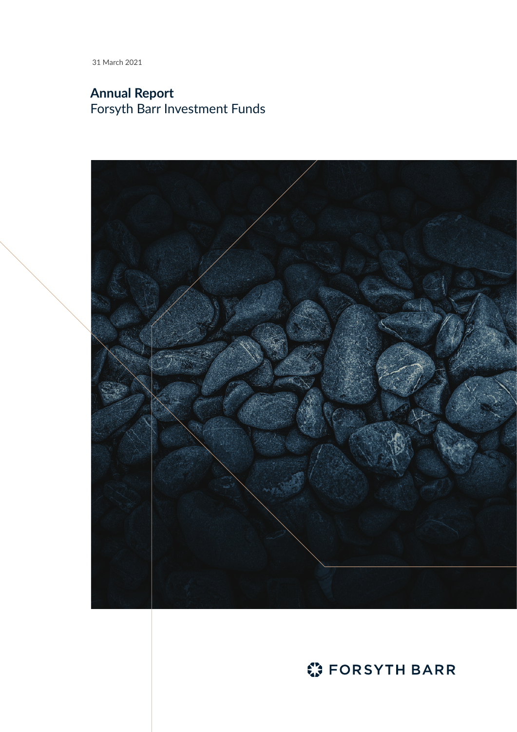31 March 2021

# Annual Report

Forsyth Barr Investment Funds

FORSYTH BARR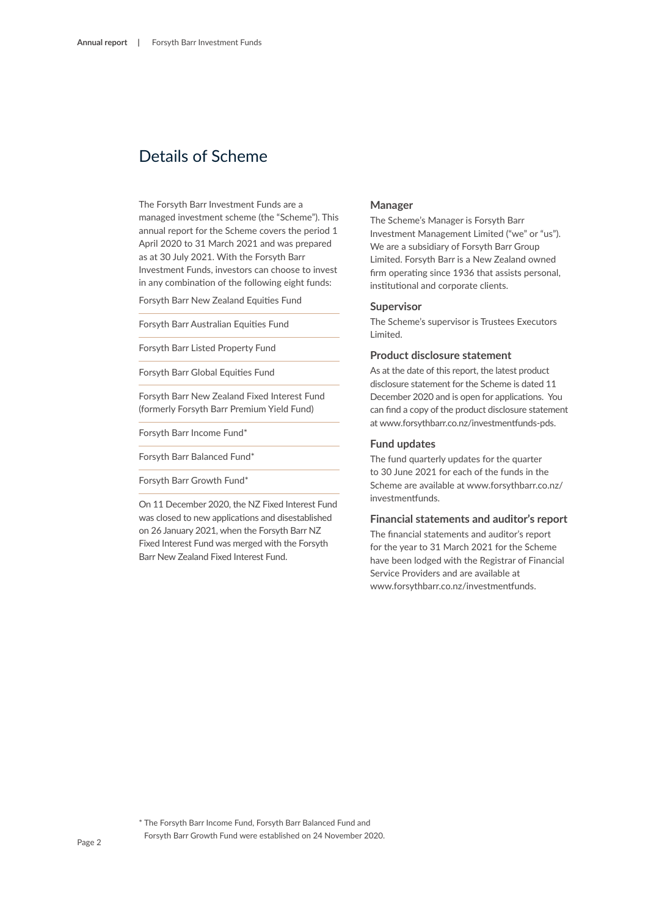# Details of Scheme

The Forsyth Barr Investment Funds are a managed investment scheme (the "Scheme"). This annual report for the Scheme covers the period 1 April 2020 to 31 March 2021 and was prepared as at 30 July 2021. With the Forsyth Barr Investment Funds, investors can choose to invest in any combination of the following eight funds:

- Forsyth Barr New Zealand Equities Fund
- Forsyth Barr Australian Equities Fund
- Forsyth Barr Listed Property Fund
- Forsyth Barr Global Equities Fund
- Forsyth Barr New Zealand Fixed Interest Fund (formerly Forsyth Barr Premium Yield Fund)
- Forsyth Barr Income Fund*
- Forsyth Barr Balanced Fund*
- Forsyth Barr Growth Fund*

On 11 December 2020, the NZ Fixed Interest Fund was closed to new applications and disestablished on 26 January 2021, when the Forsyth Barr NZ Fixed Interest Fund was merged with the Forsyth Barr New Zealand Fixed Interest Fund.

### Manager

The Scheme's Manager is Forsyth Barr Investment Management Limited ("we" or "us"). We are a subsidiary of Forsyth Barr Group Limited. Forsyth Barr is a New Zealand owned firm operating since 1936 that assists personal, institutional and corporate clients.

### Supervisor

The Scheme's supervisor is Trustees Executors Limited.

### Product disclosure statement

As at the date of this report, the latest product disclosure statement for the Scheme is dated 11 December 2020 and is open for applications. You can find a copy of the product disclosure statement at www.forsythbarr.co.nz/investmentfunds-pds.

### Fund updates

The fund quarterly updates for the quarter to 30 June 2021 for each of the funds in the Scheme are available at www.forsythbarr.co.nz/investmentfunds.

### Financial statements and auditor's report

The financial statements and auditor's report for the year to 31 March 2021 for the Scheme have been lodged with the Registrar of Financial Service Providers and are available at www.forsythbarr.co.nz/investmentfunds.

* The Forsyth Barr Income Fund, Forsyth Barr Balanced Fund and Forsyth Barr Growth Fund were established on 24 November 2020.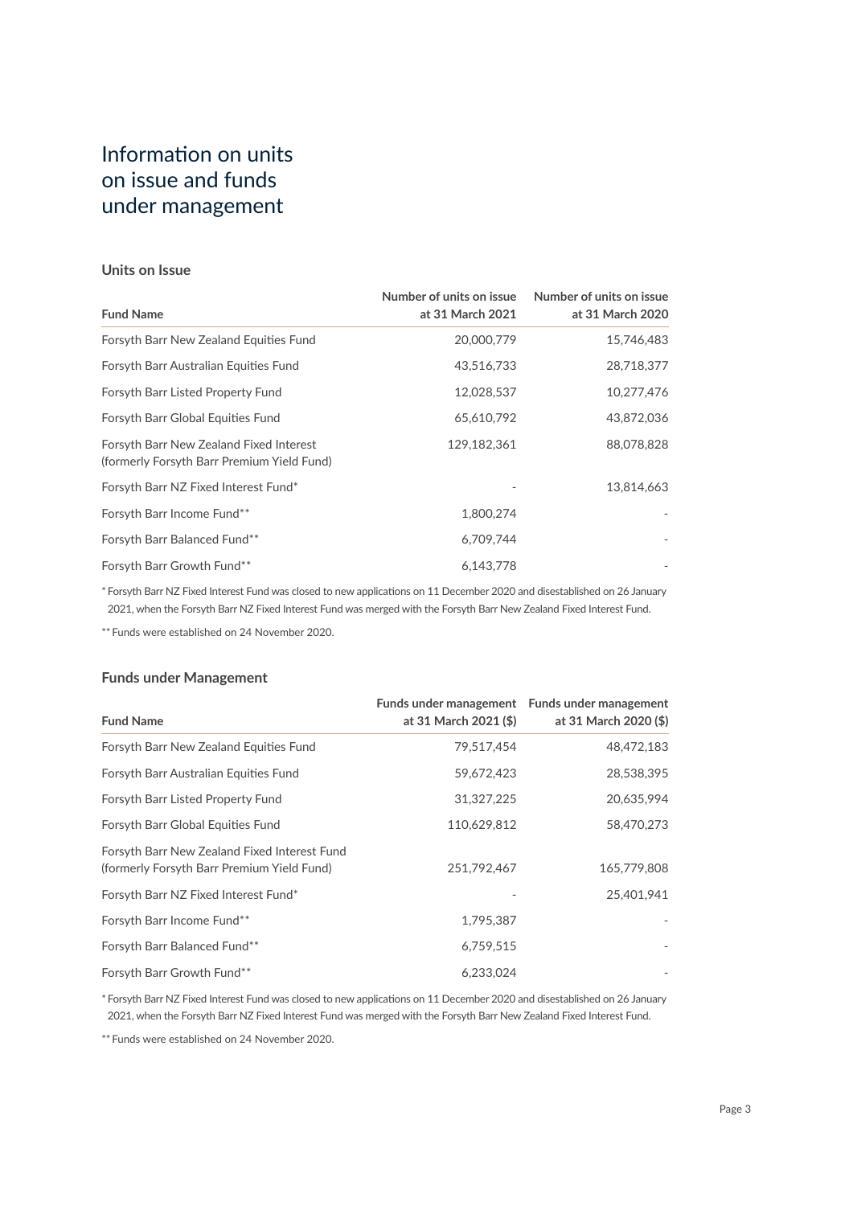# Information on units on issue and funds under management

### Units on Issue

| Fund Name | Number of units on issue at 31 March 2021 | Number of units on issue at 31 March 2020 |
|---|---|---|
| Forsyth Barr New Zealand Equities Fund | 20,000,779 | 15,746,483 |
| Forsyth Barr Australian Equities Fund | 43,516,733 | 28,718,377 |
| Forsyth Barr Listed Property Fund | 12,028,537 | 10,277,476 |
| Forsyth Barr Global Equities Fund | 65,610,792 | 43,872,036 |
| Forsyth Barr New Zealand Fixed Interest (formerly Forsyth Barr Premium Yield Fund) | 129,182,361 | 88,078,828 |
| Forsyth Barr NZ Fixed Interest Fund* | - | 13,814,663 |
| Forsyth Barr Income Fund** | 1,800,274 | - |
| Forsyth Barr Balanced Fund** | 6,709,744 | - |
| Forsyth Barr Growth Fund** | 6,143,778 | - |

* Forsyth Barr NZ Fixed Interest Fund was closed to new applications on 11 December 2020 and disestablished on 26 January 2021, when the Forsyth Barr NZ Fixed Interest Fund was merged with the Forsyth Barr New Zealand Fixed Interest Fund.

** Funds were established on 24 November 2020.

### Funds under Management

| Fund Name | Funds under management at 31 March 2021 ($) | Funds under management at 31 March 2020 ($) |
|---|---|---|
| Forsyth Barr New Zealand Equities Fund | 79,517,454 | 48,472,183 |
| Forsyth Barr Australian Equities Fund | 59,672,423 | 28,538,395 |
| Forsyth Barr Listed Property Fund | 31,327,225 | 20,635,994 |
| Forsyth Barr Global Equities Fund | 110,629,812 | 58,470,273 |
| Forsyth Barr New Zealand Fixed Interest Fund (formerly Forsyth Barr Premium Yield Fund) | 251,792,467 | 165,779,808 |
| Forsyth Barr NZ Fixed Interest Fund* | - | 25,401,941 |
| Forsyth Barr Income Fund** | 1,795,387 | - |
| Forsyth Barr Balanced Fund** | 6,759,515 | - |
| Forsyth Barr Growth Fund** | 6,233,024 | - |

* Forsyth Barr NZ Fixed Interest Fund was closed to new applications on 11 December 2020 and disestablished on 26 January 2021, when the Forsyth Barr NZ Fixed Interest Fund was merged with the Forsyth Barr New Zealand Fixed Interest Fund.

** Funds were established on 24 November 2020.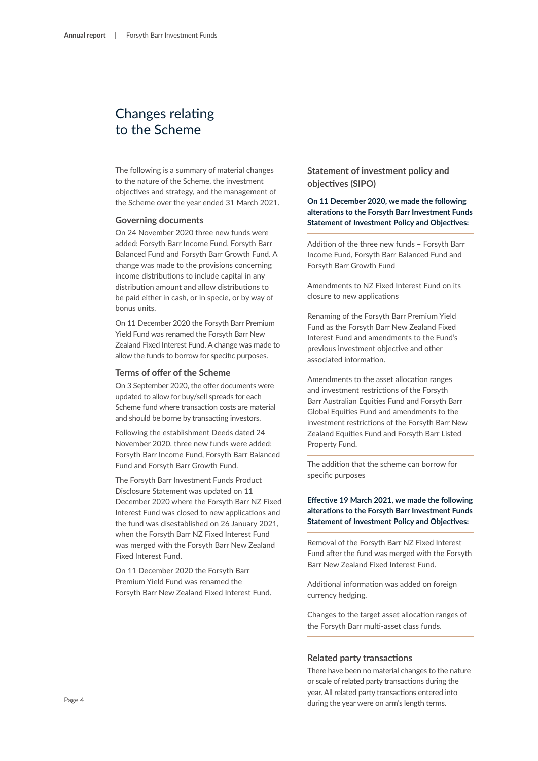# Changes relating to the Scheme

The following is a summary of material changes to the nature of the Scheme, the investment objectives and strategy, and the management of the Scheme over the year ended 31 March 2021.

### Governing documents

On 24 November 2020 three new funds were added: Forsyth Barr Income Fund, Forsyth Barr Balanced Fund and Forsyth Barr Growth Fund. A change was made to the provisions concerning income distributions to include capital in any distribution amount and allow distributions to be paid either in cash, or in specie, or by way of bonus units.

On 11 December 2020 the Forsyth Barr Premium Yield Fund was renamed the Forsyth Barr New Zealand Fixed Interest Fund. A change was made to allow the funds to borrow for specific purposes.

### Terms of offer of the Scheme

On 3 September 2020, the offer documents were updated to allow for buy/sell spreads for each Scheme fund where transaction costs are material and should be borne by transacting investors.

Following the establishment Deeds dated 24 November 2020, three new funds were added: Forsyth Barr Income Fund, Forsyth Barr Balanced Fund and Forsyth Barr Growth Fund.

The Forsyth Barr Investment Funds Product Disclosure Statement was updated on 11 December 2020 where the Forsyth Barr NZ Fixed Interest Fund was closed to new applications and the fund was disestablished on 26 January 2021, when the Forsyth Barr NZ Fixed Interest Fund was merged with the Forsyth Barr New Zealand Fixed Interest Fund.

On 11 December 2020 the Forsyth Barr Premium Yield Fund was renamed the Forsyth Barr New Zealand Fixed Interest Fund.

### Statement of investment policy and objectives (SIPO)

**On 11 December 2020, we made the following alterations to the Forsyth Barr Investment Funds Statement of Investment Policy and Objectives:**

- Addition of the three new funds – Forsyth Barr Income Fund, Forsyth Barr Balanced Fund and Forsyth Barr Growth Fund
- Amendments to NZ Fixed Interest Fund on its closure to new applications
- Renaming of the Forsyth Barr Premium Yield Fund as the Forsyth Barr New Zealand Fixed Interest Fund and amendments to the Fund's previous investment objective and other associated information.
- Amendments to the asset allocation ranges and investment restrictions of the Forsyth Barr Australian Equities Fund and Forsyth Barr Global Equities Fund and amendments to the investment restrictions of the Forsyth Barr New Zealand Equities Fund and Forsyth Barr Listed Property Fund.
- The addition that the scheme can borrow for specific purposes

**Effective 19 March 2021, we made the following alterations to the Forsyth Barr Investment Funds Statement of Investment Policy and Objectives:**

- Removal of the Forsyth Barr NZ Fixed Interest Fund after the fund was merged with the Forsyth Barr New Zealand Fixed Interest Fund.
- Additional information was added on foreign currency hedging.
- Changes to the target asset allocation ranges of the Forsyth Barr multi-asset class funds.

### Related party transactions

There have been no material changes to the nature or scale of related party transactions during the year. All related party transactions entered into during the year were on arm's length terms.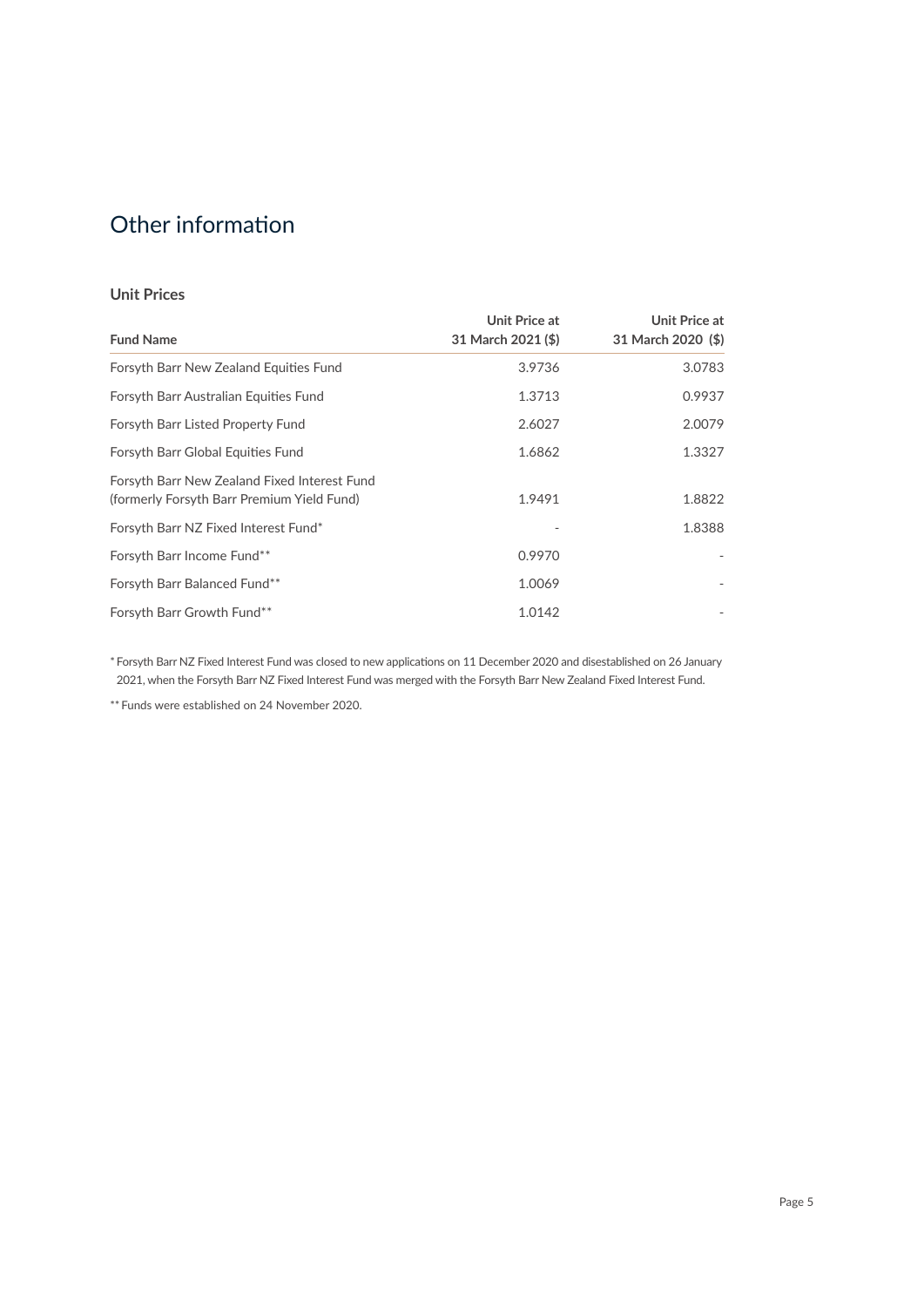# Other information

### Unit Prices

| Fund Name | Unit Price at 31 March 2021 ($) | Unit Price at 31 March 2020 ($) |
|---|---|---|
| Forsyth Barr New Zealand Equities Fund | 3.9736 | 3.0783 |
| Forsyth Barr Australian Equities Fund | 1.3713 | 0.9937 |
| Forsyth Barr Listed Property Fund | 2.6027 | 2.0079 |
| Forsyth Barr Global Equities Fund | 1.6862 | 1.3327 |
| Forsyth Barr New Zealand Fixed Interest Fund (formerly Forsyth Barr Premium Yield Fund) | 1.9491 | 1.8822 |
| Forsyth Barr NZ Fixed Interest Fund* | - | 1.8388 |
| Forsyth Barr Income Fund** | 0.9970 | - |
| Forsyth Barr Balanced Fund** | 1.0069 | - |
| Forsyth Barr Growth Fund** | 1.0142 | - |

* Forsyth Barr NZ Fixed Interest Fund was closed to new applications on 11 December 2020 and disestablished on 26 January 2021, when the Forsyth Barr NZ Fixed Interest Fund was merged with the Forsyth Barr New Zealand Fixed Interest Fund.

** Funds were established on 24 November 2020.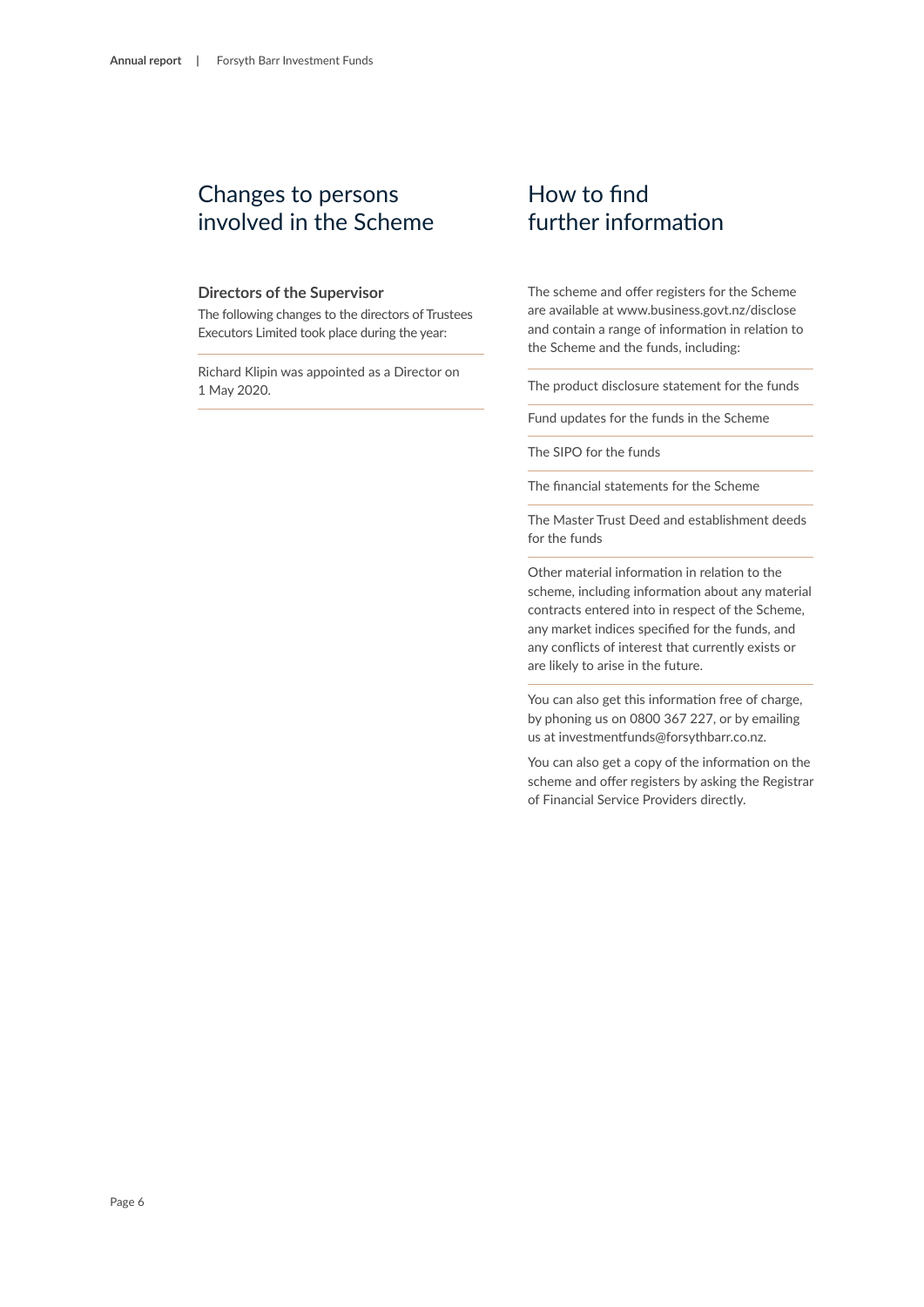## Changes to persons involved in the Scheme

### Directors of the Supervisor

The following changes to the directors of Trustees Executors Limited took place during the year:

Richard Klipin was appointed as a Director on 1 May 2020.

## How to find further information

The scheme and offer registers for the Scheme are available at www.business.govt.nz/disclose and contain a range of information in relation to the Scheme and the funds, including:

- The product disclosure statement for the funds
- Fund updates for the funds in the Scheme
- The SIPO for the funds
- The financial statements for the Scheme
- The Master Trust Deed and establishment deeds for the funds
- Other material information in relation to the scheme, including information about any material contracts entered into in respect of the Scheme, any market indices specified for the funds, and any conflicts of interest that currently exists or are likely to arise in the future.

You can also get this information free of charge, by phoning us on 0800 367 227, or by emailing us at investmentfunds@forsythbarr.co.nz.

You can also get a copy of the information on the scheme and offer registers by asking the Registrar of Financial Service Providers directly.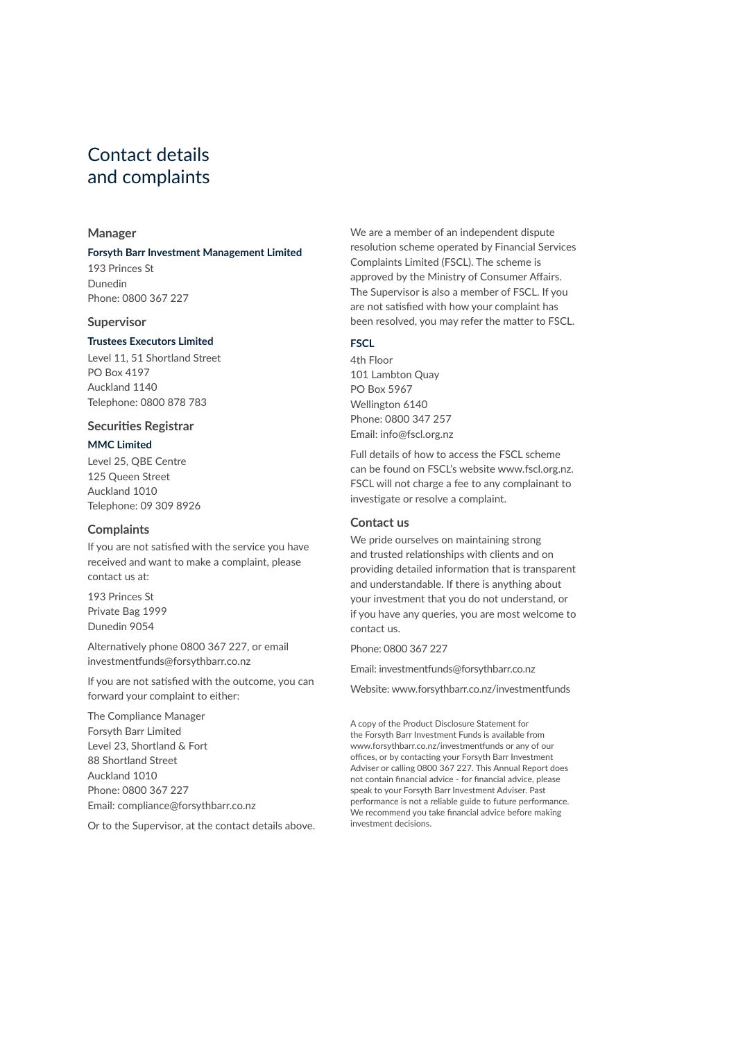# Contact details and complaints

## Manager

**Forsyth Barr Investment Management Limited**

193 Princes St
Dunedin
Phone: 0800 367 227

## Supervisor

**Trustees Executors Limited**

Level 11, 51 Shortland Street
PO Box 4197
Auckland 1140
Telephone: 0800 878 783

## Securities Registrar

**MMC Limited**

Level 25, QBE Centre
125 Queen Street
Auckland 1010
Telephone: 09 309 8926

## Complaints

If you are not satisfied with the service you have received and want to make a complaint, please contact us at:

193 Princes St
Private Bag 1999
Dunedin 9054

Alternatively phone 0800 367 227, or email investmentfunds@forsythbarr.co.nz

If you are not satisfied with the outcome, you can forward your complaint to either:

The Compliance Manager
Forsyth Barr Limited
Level 23, Shortland & Fort
88 Shortland Street
Auckland 1010
Phone: 0800 367 227
Email: compliance@forsythbarr.co.nz

Or to the Supervisor, at the contact details above.

We are a member of an independent dispute resolution scheme operated by Financial Services Complaints Limited (FSCL). The scheme is approved by the Ministry of Consumer Affairs. The Supervisor is also a member of FSCL. If you are not satisfied with how your complaint has been resolved, you may refer the matter to FSCL.

**FSCL**

4th Floor
101 Lambton Quay
PO Box 5967
Wellington 6140
Phone: 0800 347 257
Email: info@fscl.org.nz

Full details of how to access the FSCL scheme can be found on FSCL's website www.fscl.org.nz. FSCL will not charge a fee to any complainant to investigate or resolve a complaint.

## Contact us

We pride ourselves on maintaining strong and trusted relationships with clients and on providing detailed information that is transparent and understandable. If there is anything about your investment that you do not understand, or if you have any queries, you are most welcome to contact us.

Phone: 0800 367 227

Email: investmentfunds@forsythbarr.co.nz

Website: www.forsythbarr.co.nz/investmentfunds

A copy of the Product Disclosure Statement for the Forsyth Barr Investment Funds is available from www.forsythbarr.co.nz/investmentfunds or any of our offices, or by contacting your Forsyth Barr Investment Adviser or calling 0800 367 227. This Annual Report does not contain financial advice - for financial advice, please speak to your Forsyth Barr Investment Adviser. Past performance is not a reliable guide to future performance. We recommend you take financial advice before making investment decisions.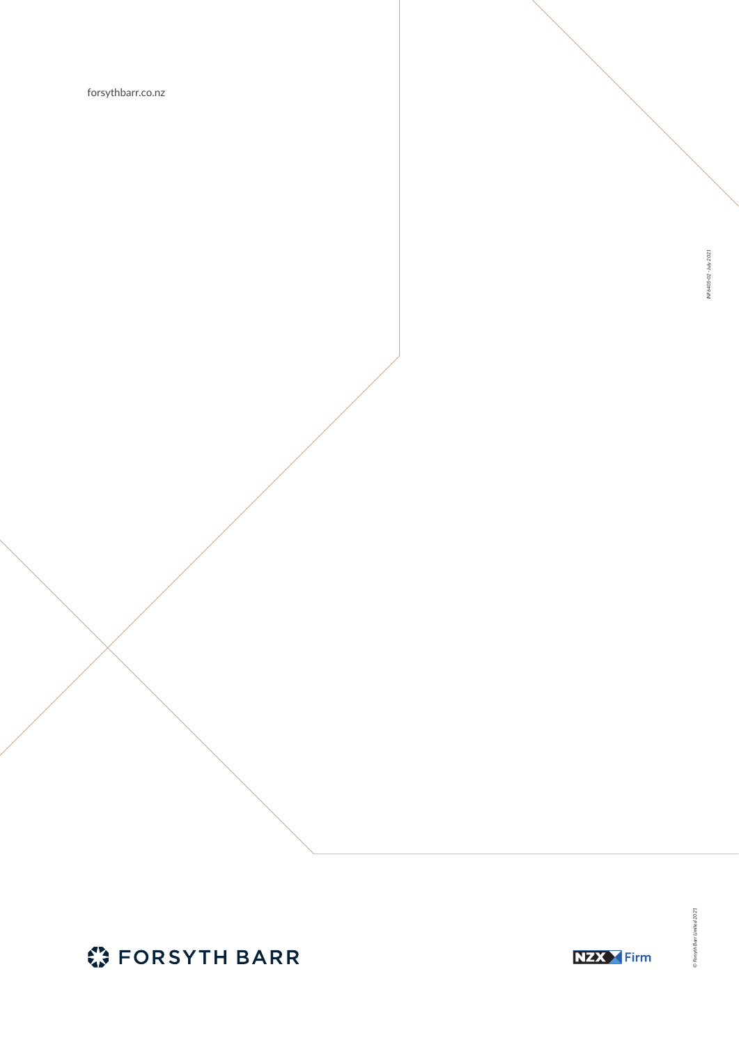forsythbarr.co.nz

INF6405-02 - July 2021

FORSYTH BARR

NZX Firm

© Forsyth Barr Limited 2021